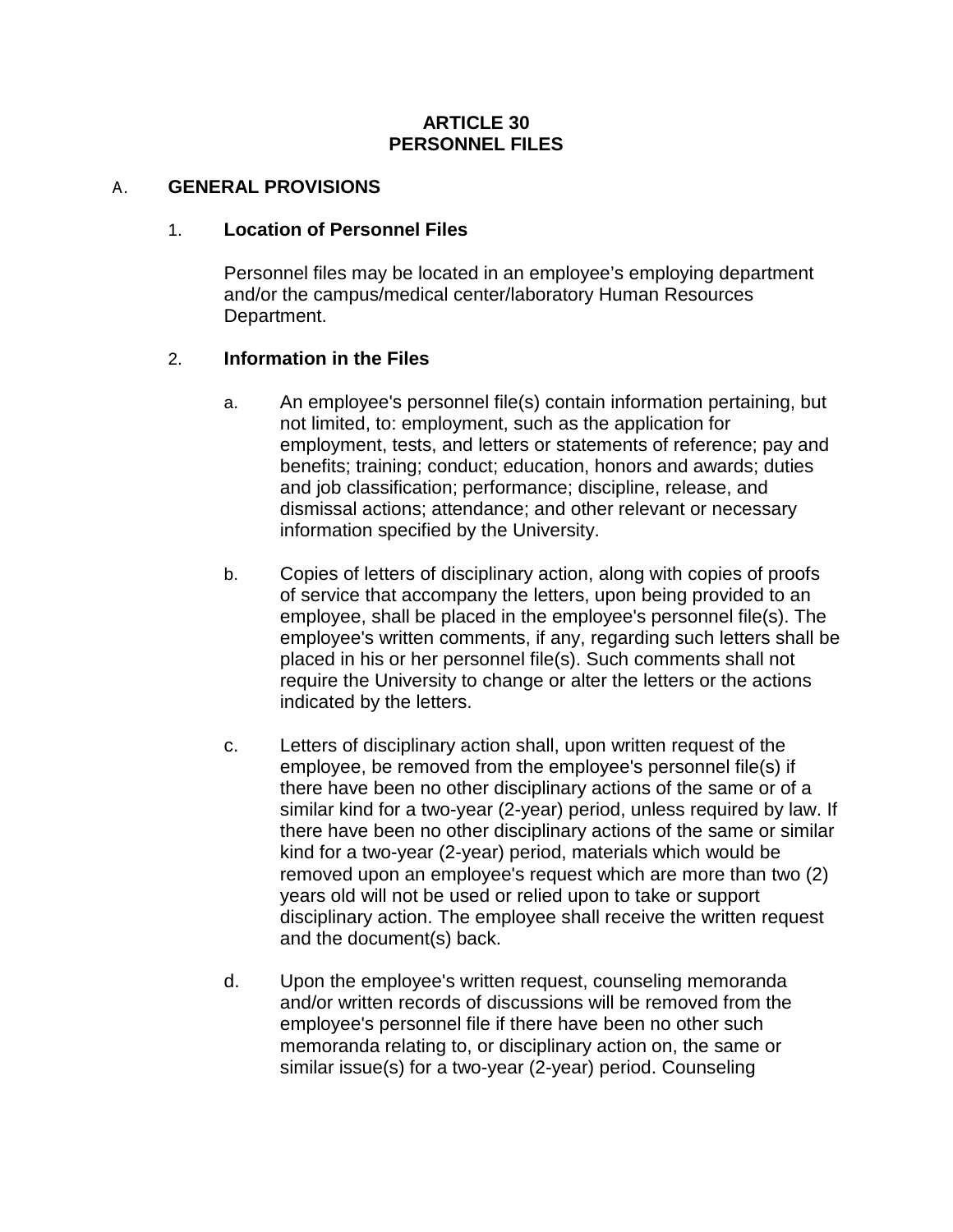# ARTICLE 30
# PERSONNEL FILES

## A. GENERAL PROVISIONS

### 1. Location of Personnel Files

Personnel files may be located in an employee's employing department and/or the campus/medical center/laboratory Human Resources Department.

### 2. Information in the Files

a. An employee's personnel file(s) contain information pertaining, but not limited, to: employment, such as the application for employment, tests, and letters or statements of reference; pay and benefits; training; conduct; education, honors and awards; duties and job classification; performance; discipline, release, and dismissal actions; attendance; and other relevant or necessary information specified by the University.

b. Copies of letters of disciplinary action, along with copies of proofs of service that accompany the letters, upon being provided to an employee, shall be placed in the employee's personnel file(s). The employee's written comments, if any, regarding such letters shall be placed in his or her personnel file(s). Such comments shall not require the University to change or alter the letters or the actions indicated by the letters.

c. Letters of disciplinary action shall, upon written request of the employee, be removed from the employee's personnel file(s) if there have been no other disciplinary actions of the same or of a similar kind for a two-year (2-year) period, unless required by law. If there have been no other disciplinary actions of the same or similar kind for a two-year (2-year) period, materials which would be removed upon an employee's request which are more than two (2) years old will not be used or relied upon to take or support disciplinary action. The employee shall receive the written request and the document(s) back.

d. Upon the employee's written request, counseling memoranda and/or written records of discussions will be removed from the employee's personnel file if there have been no other such memoranda relating to, or disciplinary action on, the same or similar issue(s) for a two-year (2-year) period. Counseling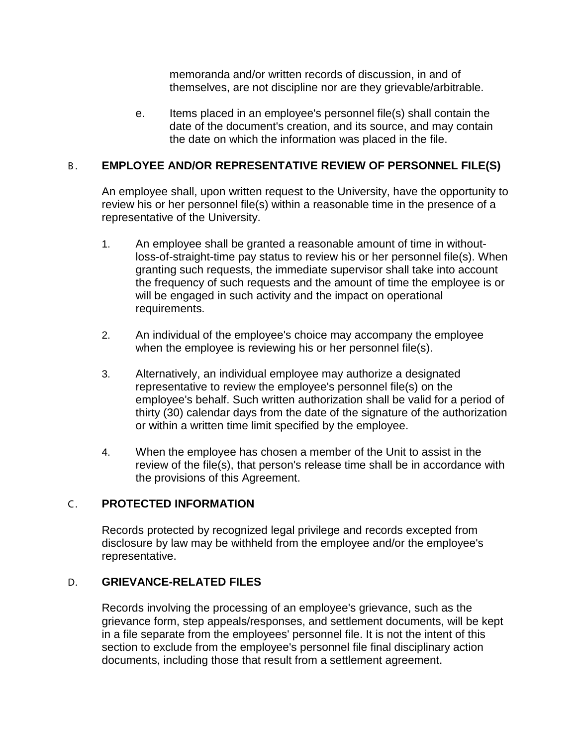memoranda and/or written records of discussion, in and of themselves, are not discipline nor are they grievable/arbitrable.

e. Items placed in an employee's personnel file(s) shall contain the date of the document's creation, and its source, and may contain the date on which the information was placed in the file.

## B. EMPLOYEE AND/OR REPRESENTATIVE REVIEW OF PERSONNEL FILE(S)

An employee shall, upon written request to the University, have the opportunity to review his or her personnel file(s) within a reasonable time in the presence of a representative of the University.

1. An employee shall be granted a reasonable amount of time in without-loss-of-straight-time pay status to review his or her personnel file(s). When granting such requests, the immediate supervisor shall take into account the frequency of such requests and the amount of time the employee is or will be engaged in such activity and the impact on operational requirements.

2. An individual of the employee's choice may accompany the employee when the employee is reviewing his or her personnel file(s).

3. Alternatively, an individual employee may authorize a designated representative to review the employee's personnel file(s) on the employee's behalf. Such written authorization shall be valid for a period of thirty (30) calendar days from the date of the signature of the authorization or within a written time limit specified by the employee.

4. When the employee has chosen a member of the Unit to assist in the review of the file(s), that person's release time shall be in accordance with the provisions of this Agreement.

## C. PROTECTED INFORMATION

Records protected by recognized legal privilege and records excepted from disclosure by law may be withheld from the employee and/or the employee's representative.

## D. GRIEVANCE-RELATED FILES

Records involving the processing of an employee's grievance, such as the grievance form, step appeals/responses, and settlement documents, will be kept in a file separate from the employees' personnel file. It is not the intent of this section to exclude from the employee's personnel file final disciplinary action documents, including those that result from a settlement agreement.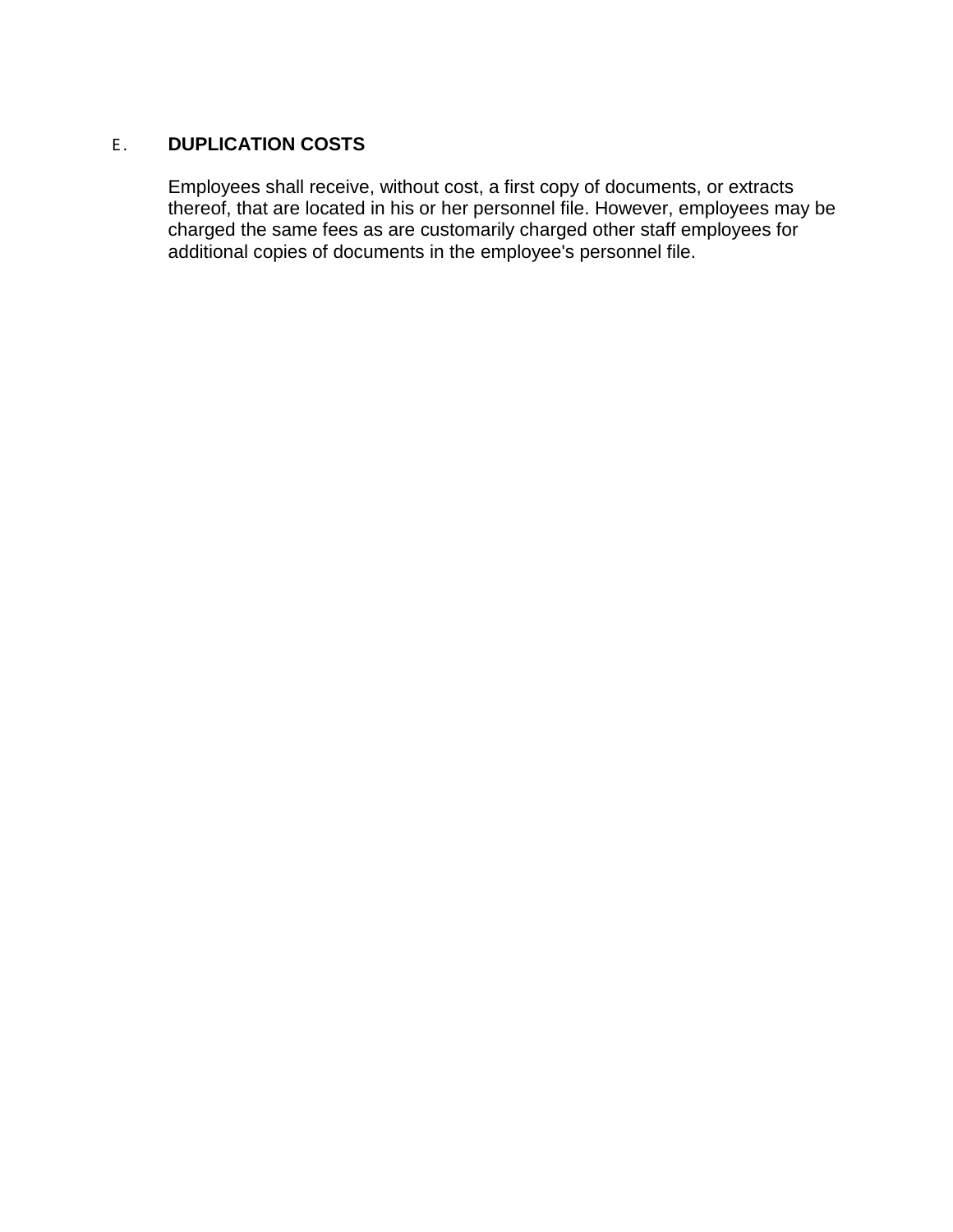E. **DUPLICATION COSTS**

Employees shall receive, without cost, a first copy of documents, or extracts thereof, that are located in his or her personnel file. However, employees may be charged the same fees as are customarily charged other staff employees for additional copies of documents in the employee's personnel file.